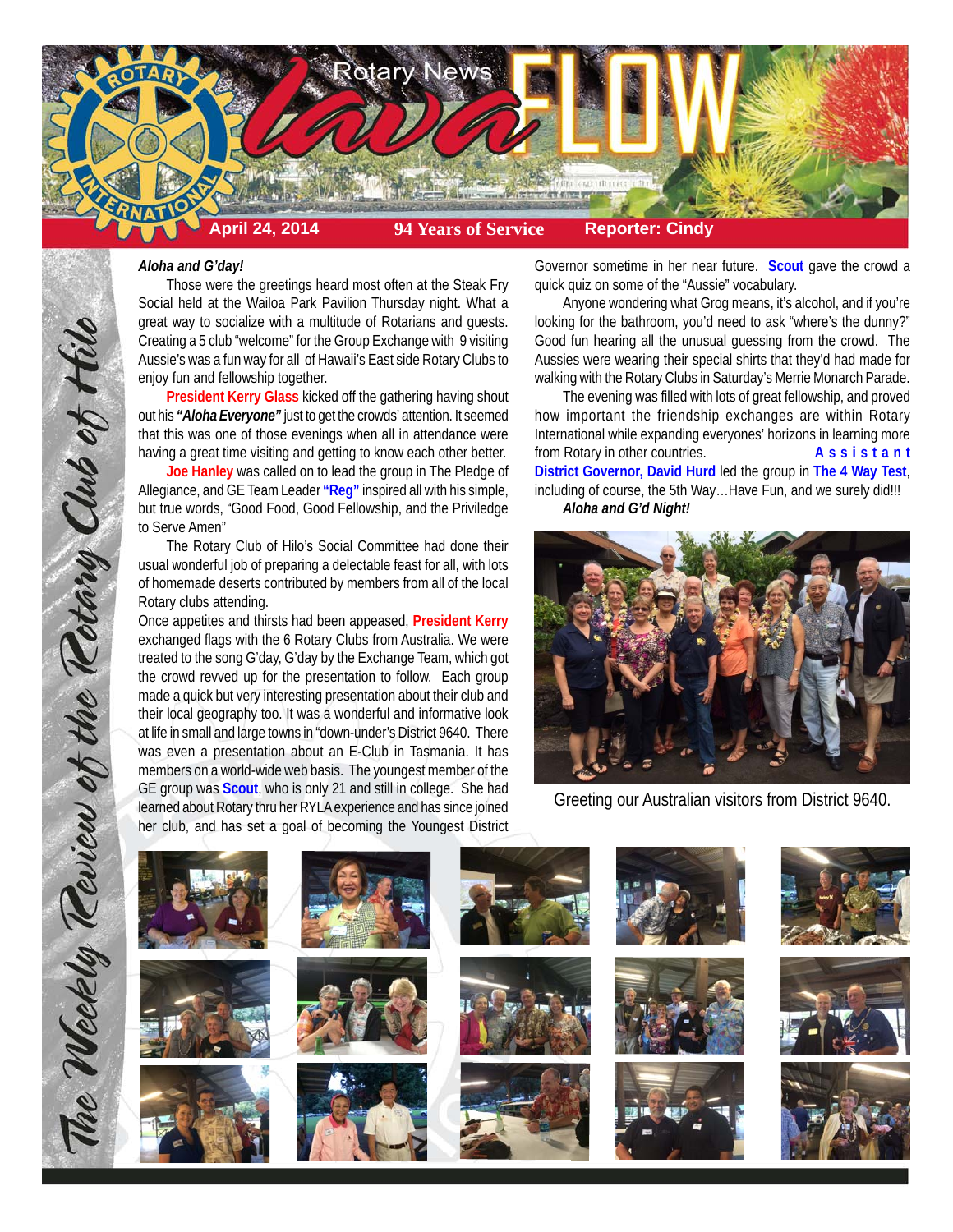# Rotary News *lava* FLOW

**April 24, 2014** | **94 Years of Service** | **Reporter: Cindy**

*The Weekly Review of the Rotary Club of Hilo*

***Aloha and G'day!***

Those were the greetings heard most often at the Steak Fry Social held at the Wailoa Park Pavilion Thursday night. What a great way to socialize with a multitude of Rotarians and guests. Creating a 5 club "welcome" for the Group Exchange with 9 visiting Aussie's was a fun way for all of Hawaii's East side Rotary Clubs to enjoy fun and fellowship together.

**President Kerry Glass** kicked off the gathering having shout out his ***"Aloha Everyone"*** just to get the crowds' attention. It seemed that this was one of those evenings when all in attendance were having a great time visiting and getting to know each other better.

**Joe Hanley** was called on to lead the group in The Pledge of Allegiance, and GE Team Leader **"Reg"** inspired all with his simple, but true words, "Good Food, Good Fellowship, and the Priviledge to Serve Amen"

The Rotary Club of Hilo's Social Committee had done their usual wonderful job of preparing a delectable feast for all, with lots of homemade deserts contributed by members from all of the local Rotary clubs attending.

Once appetites and thirsts had been appeased, **President Kerry** exchanged flags with the 6 Rotary Clubs from Australia. We were treated to the song G'day, G'day by the Exchange Team, which got the crowd revved up for the presentation to follow. Each group made a quick but very interesting presentation about their club and their local geography too. It was a wonderful and informative look at life in small and large towns in "down-under's District 9640. There was even a presentation about an E-Club in Tasmania. It has members on a world-wide web basis. The youngest member of the GE group was **Scout**, who is only 21 and still in college. She had learned about Rotary thru her RYLA experience and has since joined her club, and has set a goal of becoming the Youngest District Governor sometime in her near future. **Scout** gave the crowd a quick quiz on some of the "Aussie" vocabulary.

Anyone wondering what Grog means, it's alcohol, and if you're looking for the bathroom, you'd need to ask "where's the dunny?" Good fun hearing all the unusual guessing from the crowd. The Aussies were wearing their special shirts that they'd had made for walking with the Rotary Clubs in Saturday's Merrie Monarch Parade.

The evening was filled with lots of great fellowship, and proved how important the friendship exchanges are within Rotary International while expanding everyones' horizons in learning more from Rotary in other countries. **Assistant District Governor, David Hurd** led the group in **The 4 Way Test**, including of course, the 5th Way…Have Fun, and we surely did!!!

***Aloha and G'd Night!***

Greeting our Australian visitors from District 9640.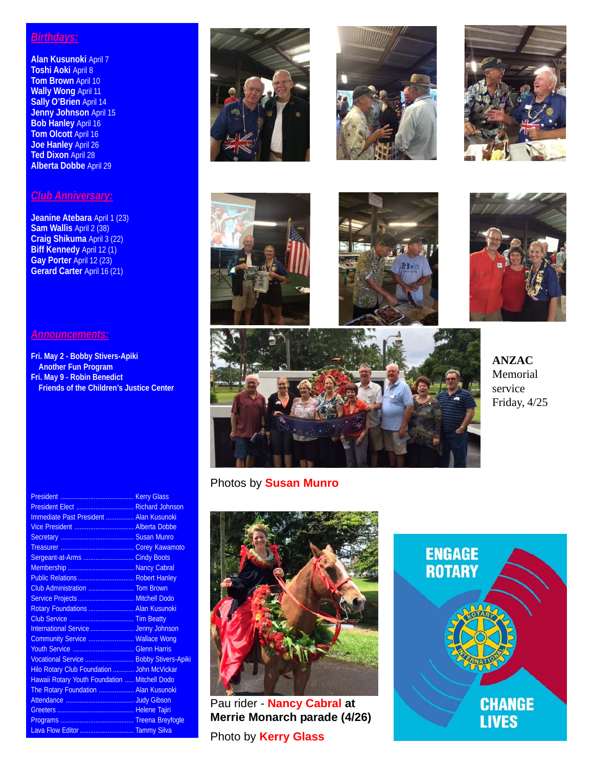## Birthdays:

**Alan Kusunoki** April 7
**Toshi Aoki** April 8
**Tom Brown** April 10
**Wally Wong** April 11
**Sally O'Brien** April 14
**Jenny Johnson** April 15
**Bob Hanley** April 16
**Tom Olcott** April 16
**Joe Hanley** April 26
**Ted Dixon** April 28
**Alberta Dobbe** April 29

## Club Anniversary:

**Jeanine Atebara** April 1 (23)
**Sam Wallis** April 2 (38)
**Craig Shikuma** April 3 (22)
**Biff Kennedy** April 12 (1)
**Gay Porter** April 12 (23)
**Gerard Carter** April 16 (21)

## Announcements:

**Fri. May 2 - Bobby Stivers-Apiki**
**Another Fun Program**
**Fri. May 9 - Robin Benedict**
**Friends of the Children's Justice Center**

| | |
|---|---|
| President | Kerry Glass |
| President Elect | Richard Johnson |
| Immediate Past President | Alan Kusunoki |
| Vice President | Alberta Dobbe |
| Secretary | Susan Munro |
| Treasurer | Corey Kawamoto |
| Sergeant-at-Arms | Cindy Boots |
| Membership | Nancy Cabral |
| Public Relations | Robert Hanley |
| Club Administration | Tom Brown |
| Service Projects | Mitchell Dodo |
| Rotary Foundations | Alan Kusunoki |
| Club Service | Tim Beatty |
| International Service | Jenny Johnson |
| Community Service | Wallace Wong |
| Youth Service | Glenn Harris |
| Vocational Service | Bobby Stivers-Apiki |
| Hilo Rotary Club Foundation | John McVickar |
| Hawaii Rotary Youth Foundation | Mitchell Dodo |
| The Rotary Foundation | Alan Kusunoki |
| Attendance | Judy Gibson |
| Greeters | Helene Tajiri |
| Programs | Treena Breyfogle |
| Lava Flow Editor | Tammy Silva |

**ANZAC** Memorial service Friday, 4/25

Photos by **Susan Munro**

Pau rider - **Nancy Cabral** at **Merrie Monarch parade (4/26)**

Photo by **Kerry Glass**

ENGAGE ROTARY
CHANGE LIVES